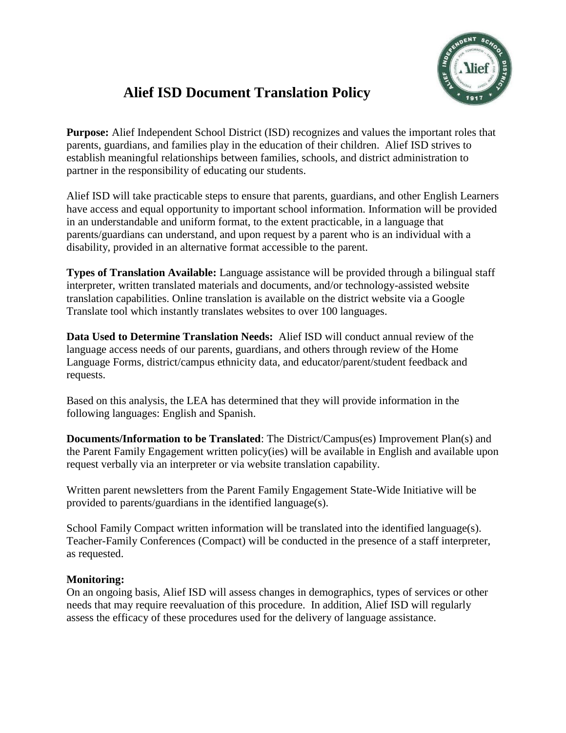# Alief ISD Document Translation Policy

**Purpose:** Alief Independent School District (ISD) recognizes and values the important roles that parents, guardians, and families play in the education of their children. Alief ISD strives to establish meaningful relationships between families, schools, and district administration to partner in the responsibility of educating our students.

Alief ISD will take practicable steps to ensure that parents, guardians, and other English Learners have access and equal opportunity to important school information. Information will be provided in an understandable and uniform format, to the extent practicable, in a language that parents/guardians can understand, and upon request by a parent who is an individual with a disability, provided in an alternative format accessible to the parent.

**Types of Translation Available:** Language assistance will be provided through a bilingual staff interpreter, written translated materials and documents, and/or technology-assisted website translation capabilities. Online translation is available on the district website via a Google Translate tool which instantly translates websites to over 100 languages.

**Data Used to Determine Translation Needs:** Alief ISD will conduct annual review of the language access needs of our parents, guardians, and others through review of the Home Language Forms, district/campus ethnicity data, and educator/parent/student feedback and requests.

Based on this analysis, the LEA has determined that they will provide information in the following languages: English and Spanish.

**Documents/Information to be Translated**: The District/Campus(es) Improvement Plan(s) and the Parent Family Engagement written policy(ies) will be available in English and available upon request verbally via an interpreter or via website translation capability.

Written parent newsletters from the Parent Family Engagement State-Wide Initiative will be provided to parents/guardians in the identified language(s).

School Family Compact written information will be translated into the identified language(s). Teacher-Family Conferences (Compact) will be conducted in the presence of a staff interpreter, as requested.

**Monitoring:**
On an ongoing basis, Alief ISD will assess changes in demographics, types of services or other needs that may require reevaluation of this procedure. In addition, Alief ISD will regularly assess the efficacy of these procedures used for the delivery of language assistance.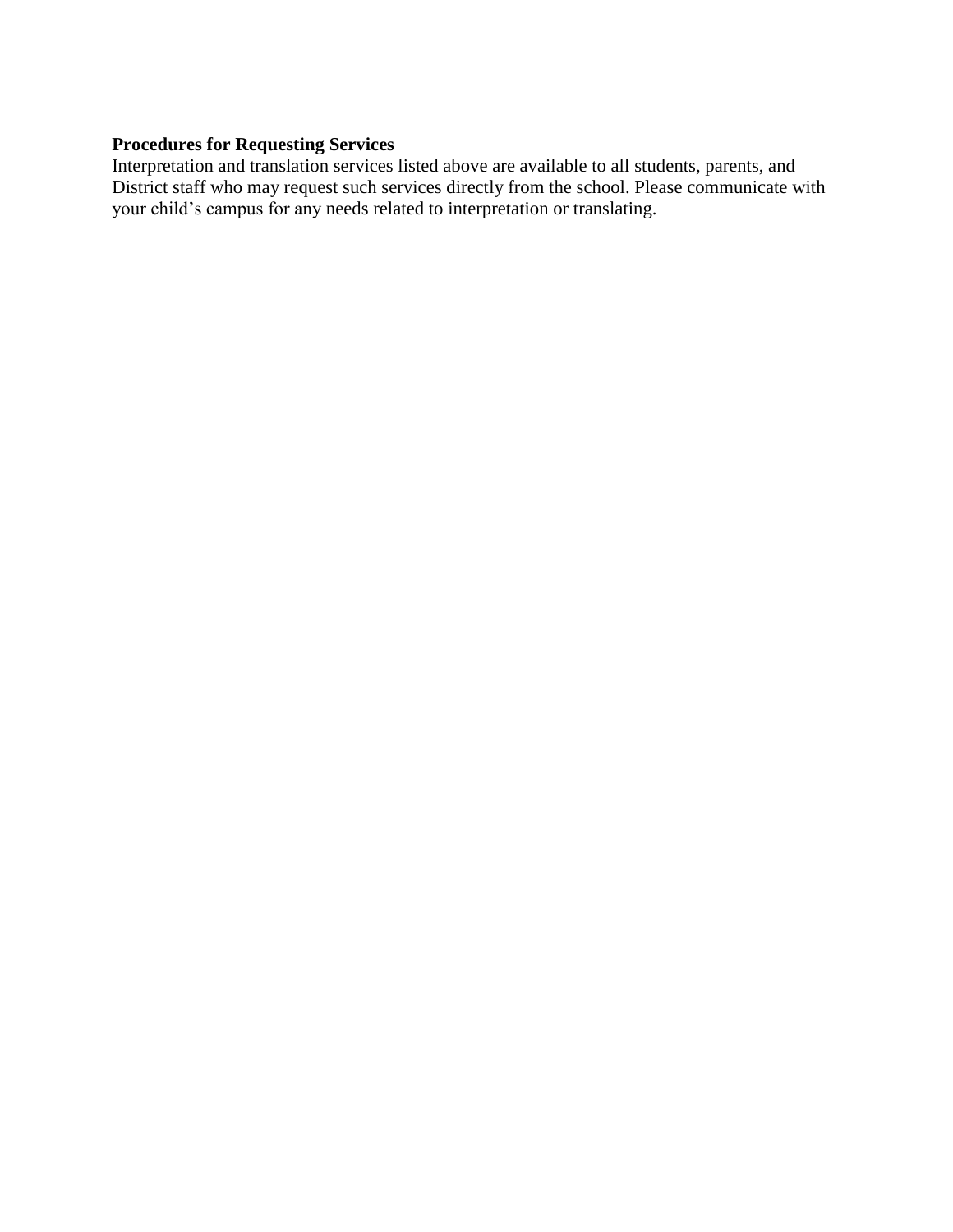**Procedures for Requesting Services**

Interpretation and translation services listed above are available to all students, parents, and District staff who may request such services directly from the school. Please communicate with your child's campus for any needs related to interpretation or translating.